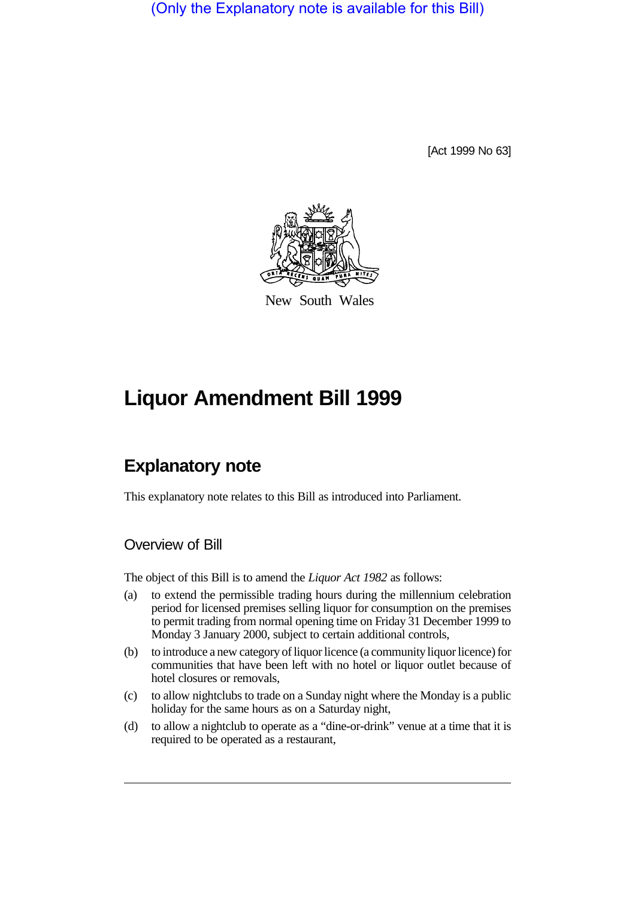(Only the Explanatory note is available for this Bill)

[Act 1999 No 63]

New South Wales

# Liquor Amendment Bill 1999

## Explanatory note

This explanatory note relates to this Bill as introduced into Parliament.

### Overview of Bill

The object of this Bill is to amend the *Liquor Act 1982* as follows:

(a) to extend the permissible trading hours during the millennium celebration period for licensed premises selling liquor for consumption on the premises to permit trading from normal opening time on Friday 31 December 1999 to Monday 3 January 2000, subject to certain additional controls,

(b) to introduce a new category of liquor licence (a community liquor licence) for communities that have been left with no hotel or liquor outlet because of hotel closures or removals,

(c) to allow nightclubs to trade on a Sunday night where the Monday is a public holiday for the same hours as on a Saturday night,

(d) to allow a nightclub to operate as a "dine-or-drink" venue at a time that it is required to be operated as a restaurant,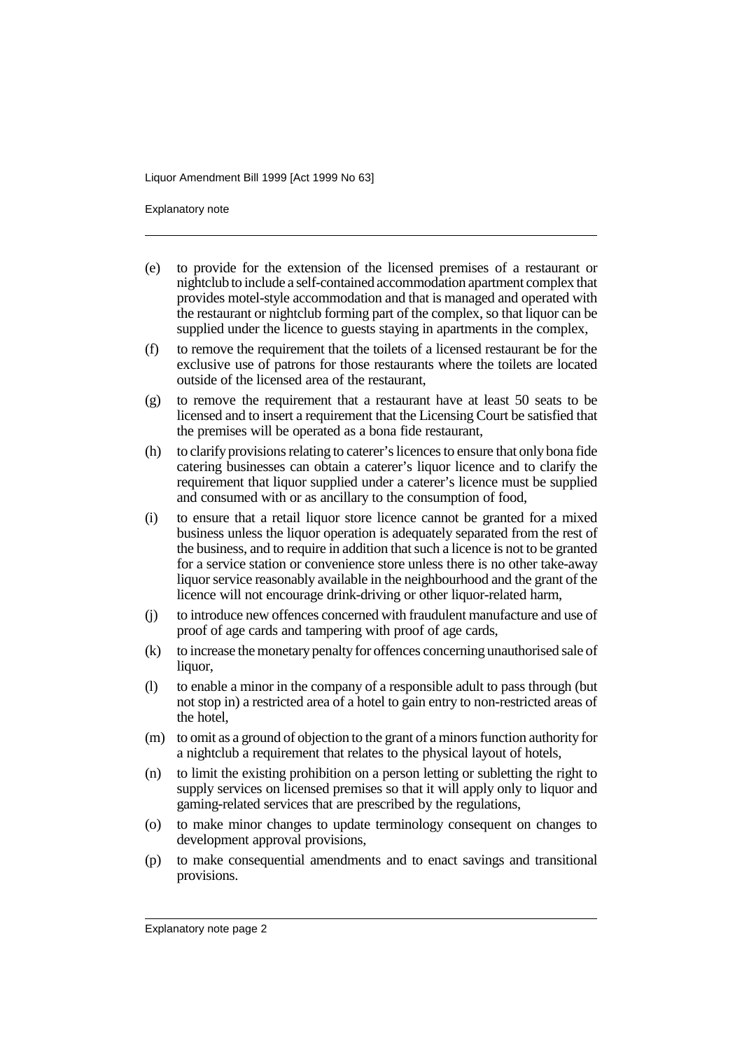(e) to provide for the extension of the licensed premises of a restaurant or nightclub to include a self-contained accommodation apartment complex that provides motel-style accommodation and that is managed and operated with the restaurant or nightclub forming part of the complex, so that liquor can be supplied under the licence to guests staying in apartments in the complex,

(f) to remove the requirement that the toilets of a licensed restaurant be for the exclusive use of patrons for those restaurants where the toilets are located outside of the licensed area of the restaurant,

(g) to remove the requirement that a restaurant have at least 50 seats to be licensed and to insert a requirement that the Licensing Court be satisfied that the premises will be operated as a bona fide restaurant,

(h) to clarify provisions relating to caterer's licences to ensure that only bona fide catering businesses can obtain a caterer's liquor licence and to clarify the requirement that liquor supplied under a caterer's licence must be supplied and consumed with or as ancillary to the consumption of food,

(i) to ensure that a retail liquor store licence cannot be granted for a mixed business unless the liquor operation is adequately separated from the rest of the business, and to require in addition that such a licence is not to be granted for a service station or convenience store unless there is no other take-away liquor service reasonably available in the neighbourhood and the grant of the licence will not encourage drink-driving or other liquor-related harm,

(j) to introduce new offences concerned with fraudulent manufacture and use of proof of age cards and tampering with proof of age cards,

(k) to increase the monetary penalty for offences concerning unauthorised sale of liquor,

(l) to enable a minor in the company of a responsible adult to pass through (but not stop in) a restricted area of a hotel to gain entry to non-restricted areas of the hotel,

(m) to omit as a ground of objection to the grant of a minors function authority for a nightclub a requirement that relates to the physical layout of hotels,

(n) to limit the existing prohibition on a person letting or subletting the right to supply services on licensed premises so that it will apply only to liquor and gaming-related services that are prescribed by the regulations,

(o) to make minor changes to update terminology consequent on changes to development approval provisions,

(p) to make consequential amendments and to enact savings and transitional provisions.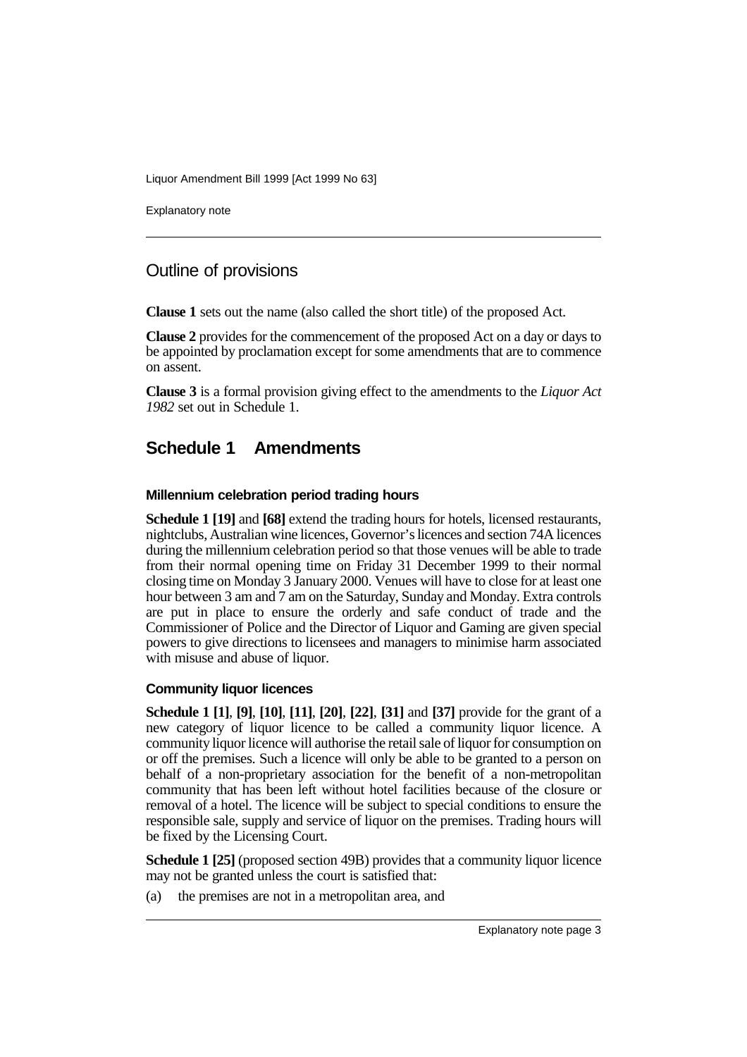## Outline of provisions

**Clause 1** sets out the name (also called the short title) of the proposed Act.

**Clause 2** provides for the commencement of the proposed Act on a day or days to be appointed by proclamation except for some amendments that are to commence on assent.

**Clause 3** is a formal provision giving effect to the amendments to the *Liquor Act 1982* set out in Schedule 1.

## Schedule 1 Amendments

### Millennium celebration period trading hours

**Schedule 1 [19]** and **[68]** extend the trading hours for hotels, licensed restaurants, nightclubs, Australian wine licences, Governor's licences and section 74A licences during the millennium celebration period so that those venues will be able to trade from their normal opening time on Friday 31 December 1999 to their normal closing time on Monday 3 January 2000. Venues will have to close for at least one hour between 3 am and 7 am on the Saturday, Sunday and Monday. Extra controls are put in place to ensure the orderly and safe conduct of trade and the Commissioner of Police and the Director of Liquor and Gaming are given special powers to give directions to licensees and managers to minimise harm associated with misuse and abuse of liquor.

### Community liquor licences

**Schedule 1 [1]**, **[9]**, **[10]**, **[11]**, **[20]**, **[22]**, **[31]** and **[37]** provide for the grant of a new category of liquor licence to be called a community liquor licence. A community liquor licence will authorise the retail sale of liquor for consumption on or off the premises. Such a licence will only be able to be granted to a person on behalf of a non-proprietary association for the benefit of a non-metropolitan community that has been left without hotel facilities because of the closure or removal of a hotel. The licence will be subject to special conditions to ensure the responsible sale, supply and service of liquor on the premises. Trading hours will be fixed by the Licensing Court.

**Schedule 1 [25]** (proposed section 49B) provides that a community liquor licence may not be granted unless the court is satisfied that:

(a) the premises are not in a metropolitan area, and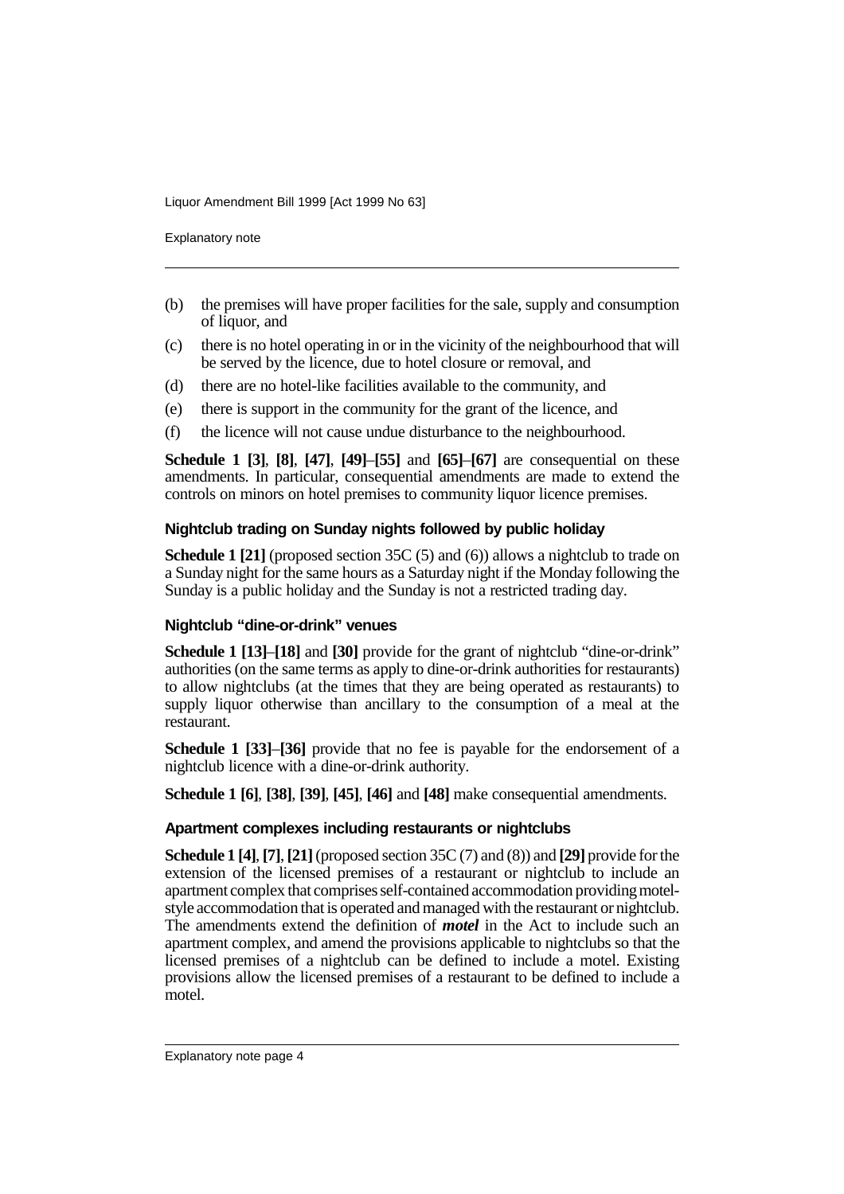(b) the premises will have proper facilities for the sale, supply and consumption of liquor, and

(c) there is no hotel operating in or in the vicinity of the neighbourhood that will be served by the licence, due to hotel closure or removal, and

(d) there are no hotel-like facilities available to the community, and

(e) there is support in the community for the grant of the licence, and

(f) the licence will not cause undue disturbance to the neighbourhood.

**Schedule 1 [3]**, **[8]**, **[47]**, **[49]**–**[55]** and **[65]**–**[67]** are consequential on these amendments. In particular, consequential amendments are made to extend the controls on minors on hotel premises to community liquor licence premises.

#### Nightclub trading on Sunday nights followed by public holiday

**Schedule 1 [21]** (proposed section 35C (5) and (6)) allows a nightclub to trade on a Sunday night for the same hours as a Saturday night if the Monday following the Sunday is a public holiday and the Sunday is not a restricted trading day.

#### Nightclub "dine-or-drink" venues

**Schedule 1 [13]**–**[18]** and **[30]** provide for the grant of nightclub "dine-or-drink" authorities (on the same terms as apply to dine-or-drink authorities for restaurants) to allow nightclubs (at the times that they are being operated as restaurants) to supply liquor otherwise than ancillary to the consumption of a meal at the restaurant.

**Schedule 1 [33]**–**[36]** provide that no fee is payable for the endorsement of a nightclub licence with a dine-or-drink authority.

**Schedule 1 [6]**, **[38]**, **[39]**, **[45]**, **[46]** and **[48]** make consequential amendments.

#### Apartment complexes including restaurants or nightclubs

**Schedule 1 [4]**, **[7]**, **[21]** (proposed section 35C (7) and (8)) and **[29]** provide for the extension of the licensed premises of a restaurant or nightclub to include an apartment complex that comprises self-contained accommodation providing motel-style accommodation that is operated and managed with the restaurant or nightclub. The amendments extend the definition of ***motel*** in the Act to include such an apartment complex, and amend the provisions applicable to nightclubs so that the licensed premises of a nightclub can be defined to include a motel. Existing provisions allow the licensed premises of a restaurant to be defined to include a motel.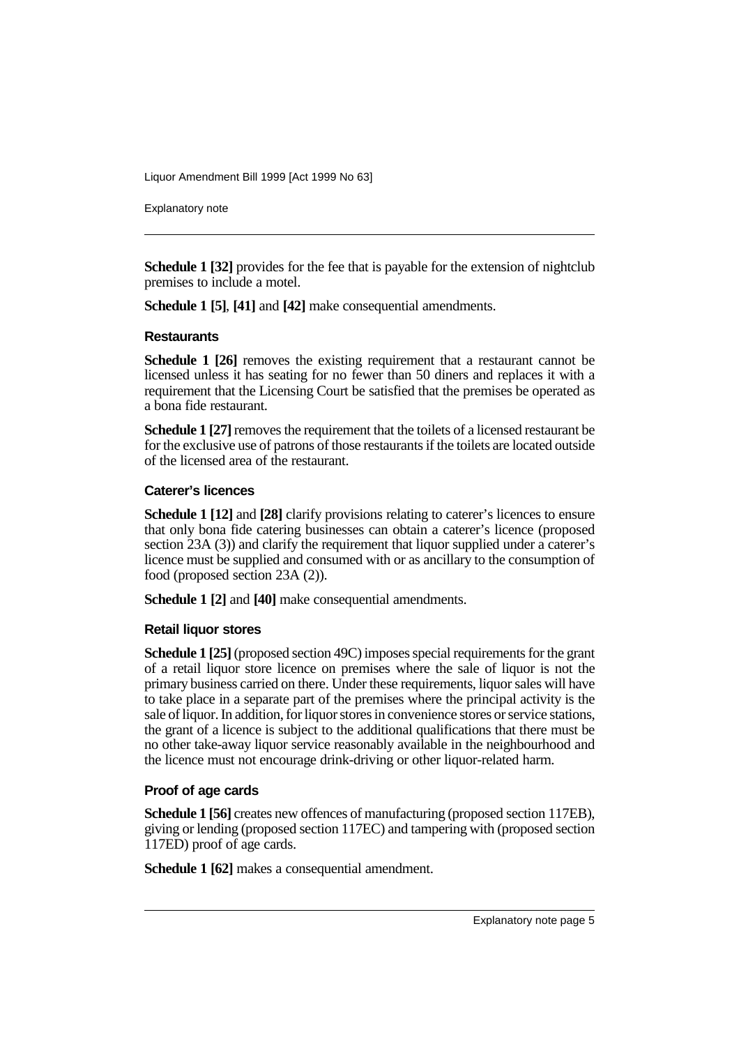**Schedule 1 [32]** provides for the fee that is payable for the extension of nightclub premises to include a motel.

**Schedule 1 [5]**, **[41]** and **[42]** make consequential amendments.

### Restaurants

**Schedule 1 [26]** removes the existing requirement that a restaurant cannot be licensed unless it has seating for no fewer than 50 diners and replaces it with a requirement that the Licensing Court be satisfied that the premises be operated as a bona fide restaurant.

**Schedule 1 [27]** removes the requirement that the toilets of a licensed restaurant be for the exclusive use of patrons of those restaurants if the toilets are located outside of the licensed area of the restaurant.

### Caterer's licences

**Schedule 1 [12]** and **[28]** clarify provisions relating to caterer's licences to ensure that only bona fide catering businesses can obtain a caterer's licence (proposed section 23A (3)) and clarify the requirement that liquor supplied under a caterer's licence must be supplied and consumed with or as ancillary to the consumption of food (proposed section 23A (2)).

**Schedule 1 [2]** and **[40]** make consequential amendments.

### Retail liquor stores

**Schedule 1 [25]** (proposed section 49C) imposes special requirements for the grant of a retail liquor store licence on premises where the sale of liquor is not the primary business carried on there. Under these requirements, liquor sales will have to take place in a separate part of the premises where the principal activity is the sale of liquor. In addition, for liquor stores in convenience stores or service stations, the grant of a licence is subject to the additional qualifications that there must be no other take-away liquor service reasonably available in the neighbourhood and the licence must not encourage drink-driving or other liquor-related harm.

### Proof of age cards

**Schedule 1 [56]** creates new offences of manufacturing (proposed section 117EB), giving or lending (proposed section 117EC) and tampering with (proposed section 117ED) proof of age cards.

**Schedule 1 [62]** makes a consequential amendment.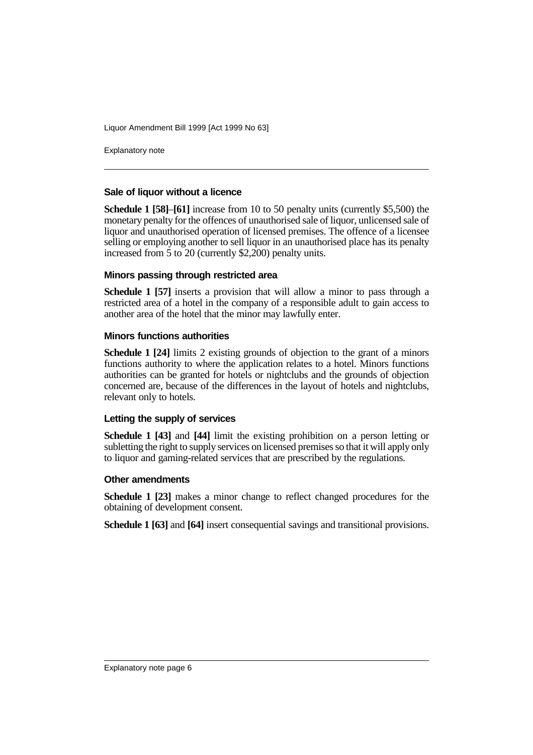### Sale of liquor without a licence

**Schedule 1 [58]**–**[61]** increase from 10 to 50 penalty units (currently $5,500) the monetary penalty for the offences of unauthorised sale of liquor, unlicensed sale of liquor and unauthorised operation of licensed premises. The offence of a licensee selling or employing another to sell liquor in an unauthorised place has its penalty increased from 5 to 20 (currently $2,200) penalty units.

### Minors passing through restricted area

**Schedule 1 [57]** inserts a provision that will allow a minor to pass through a restricted area of a hotel in the company of a responsible adult to gain access to another area of the hotel that the minor may lawfully enter.

### Minors functions authorities

**Schedule 1 [24]** limits 2 existing grounds of objection to the grant of a minors functions authority to where the application relates to a hotel. Minors functions authorities can be granted for hotels or nightclubs and the grounds of objection concerned are, because of the differences in the layout of hotels and nightclubs, relevant only to hotels.

### Letting the supply of services

**Schedule 1 [43]** and **[44]** limit the existing prohibition on a person letting or subletting the right to supply services on licensed premises so that it will apply only to liquor and gaming-related services that are prescribed by the regulations.

### Other amendments

**Schedule 1 [23]** makes a minor change to reflect changed procedures for the obtaining of development consent.

**Schedule 1 [63]** and **[64]** insert consequential savings and transitional provisions.